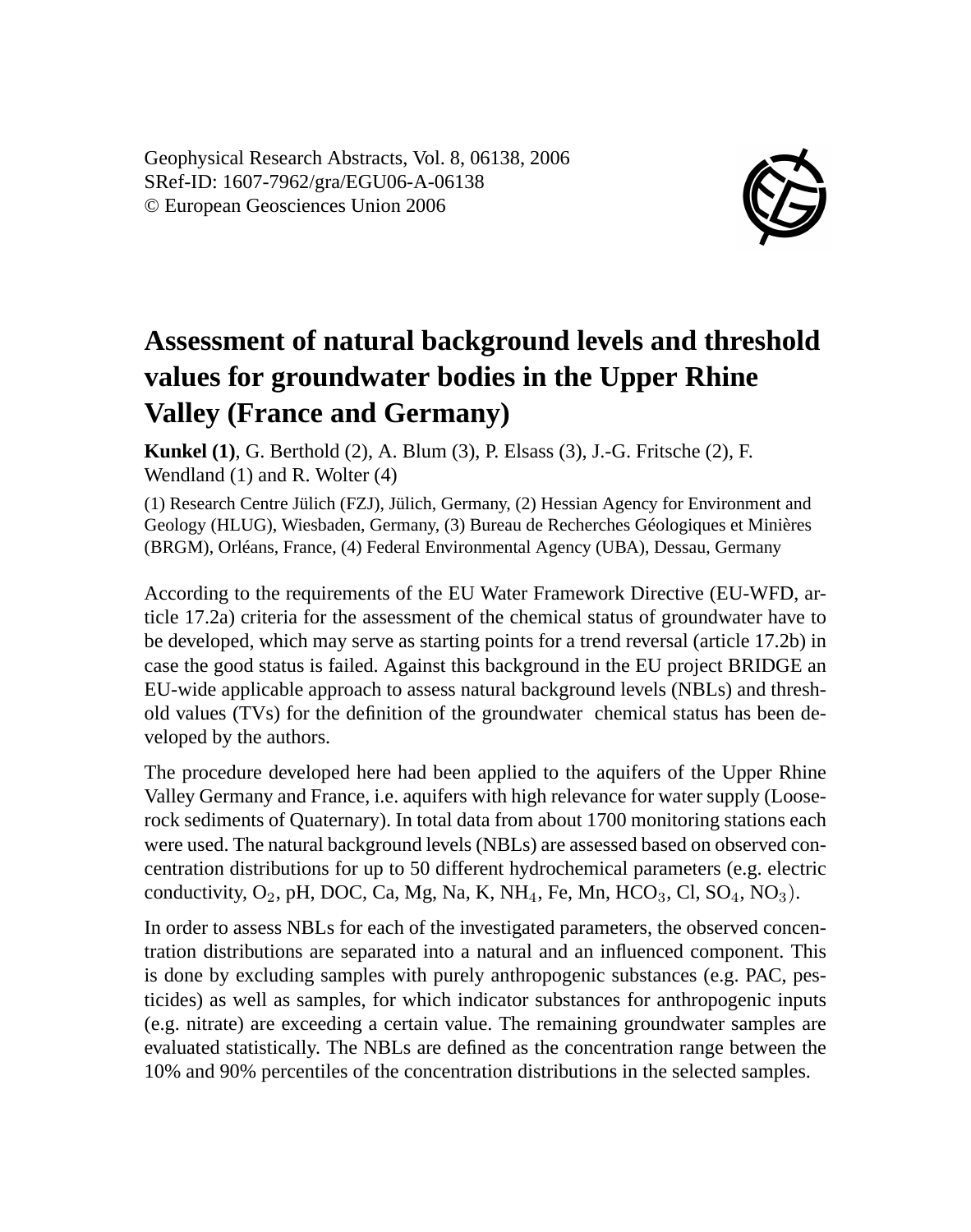Geophysical Research Abstracts, Vol. 8, 06138, 2006
SRef-ID: 1607-7962/gra/EGU06-A-06138
© European Geosciences Union 2006

# Assessment of natural background levels and threshold values for groundwater bodies in the Upper Rhine Valley (France and Germany)

**Kunkel (1)**, G. Berthold (2), A. Blum (3), P. Elsass (3), J.-G. Fritsche (2), F. Wendland (1) and R. Wolter (4)

(1) Research Centre Jülich (FZJ), Jülich, Germany, (2) Hessian Agency for Environment and Geology (HLUG), Wiesbaden, Germany, (3) Bureau de Recherches Géologiques et Minières (BRGM), Orléans, France, (4) Federal Environmental Agency (UBA), Dessau, Germany

According to the requirements of the EU Water Framework Directive (EU-WFD, article 17.2a) criteria for the assessment of the chemical status of groundwater have to be developed, which may serve as starting points for a trend reversal (article 17.2b) in case the good status is failed. Against this background in the EU project BRIDGE an EU-wide applicable approach to assess natural background levels (NBLs) and threshold values (TVs) for the definition of the groundwater chemical status has been developed by the authors.

The procedure developed here had been applied to the aquifers of the Upper Rhine Valley Germany and France, i.e. aquifers with high relevance for water supply (Loose-rock sediments of Quaternary). In total data from about 1700 monitoring stations each were used. The natural background levels (NBLs) are assessed based on observed concentration distributions for up to 50 different hydrochemical parameters (e.g. electric conductivity, $O_2$, pH, DOC, Ca, Mg, Na, K, $NH_4$, Fe, Mn, $HCO_3$, Cl, $SO_4$, $NO_3$).

In order to assess NBLs for each of the investigated parameters, the observed concentration distributions are separated into a natural and an influenced component. This is done by excluding samples with purely anthropogenic substances (e.g. PAC, pesticides) as well as samples, for which indicator substances for anthropogenic inputs (e.g. nitrate) are exceeding a certain value. The remaining groundwater samples are evaluated statistically. The NBLs are defined as the concentration range between the 10% and 90% percentiles of the concentration distributions in the selected samples.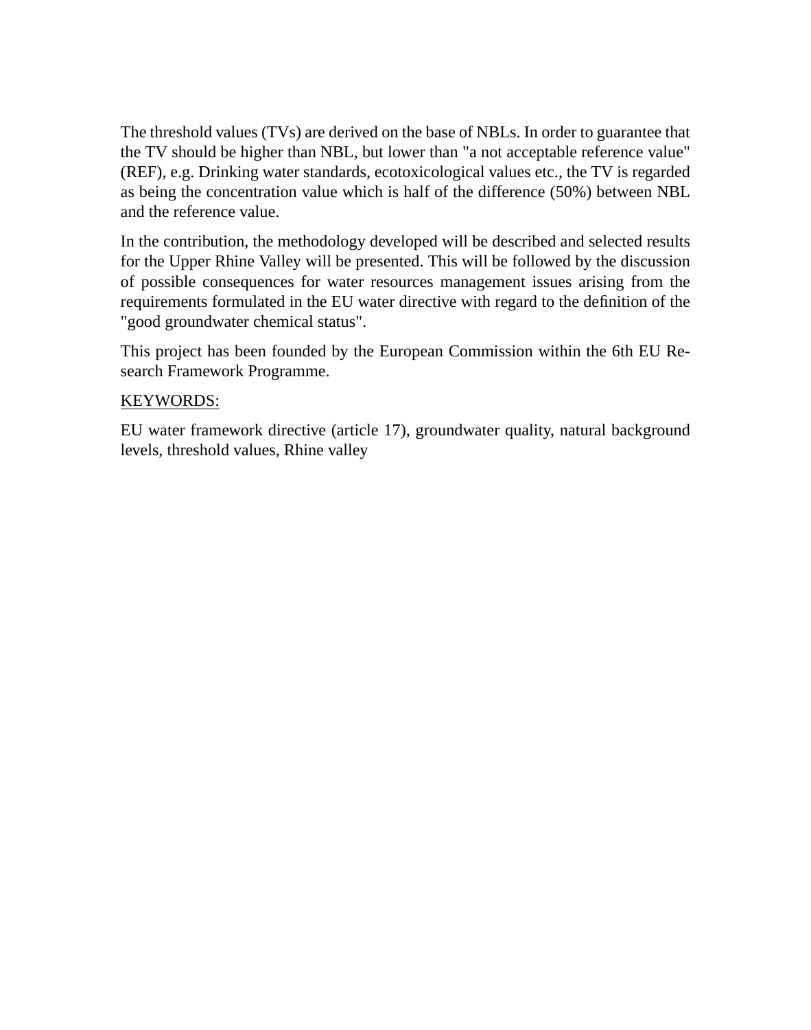The threshold values (TVs) are derived on the base of NBLs. In order to guarantee that the TV should be higher than NBL, but lower than "a not acceptable reference value" (REF), e.g. Drinking water standards, ecotoxicological values etc., the TV is regarded as being the concentration value which is half of the difference (50%) between NBL and the reference value.

In the contribution, the methodology developed will be described and selected results for the Upper Rhine Valley will be presented. This will be followed by the discussion of possible consequences for water resources management issues arising from the requirements formulated in the EU water directive with regard to the definition of the "good groundwater chemical status".

This project has been founded by the European Commission within the 6th EU Research Framework Programme.

KEYWORDS:

EU water framework directive (article 17), groundwater quality, natural background levels, threshold values, Rhine valley